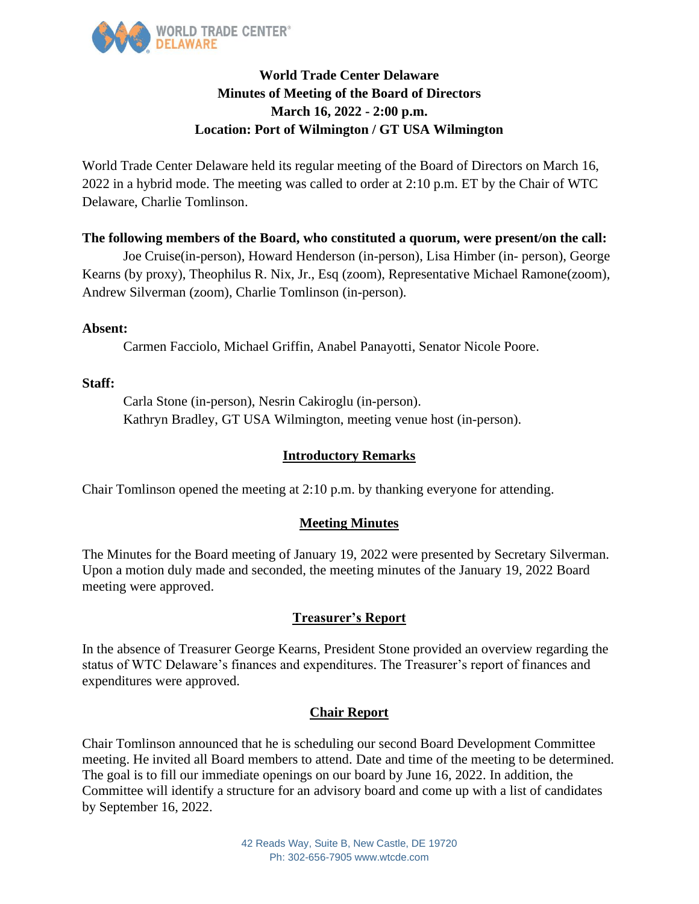# World Trade Center Delaware
## Minutes of Meeting of the Board of Directors
## March 16, 2022 - 2:00 p.m.
## Location: Port of Wilmington / GT USA Wilmington

World Trade Center Delaware held its regular meeting of the Board of Directors on March 16, 2022 in a hybrid mode. The meeting was called to order at 2:10 p.m. ET by the Chair of WTC Delaware, Charlie Tomlinson.

**The following members of the Board, who constituted a quorum, were present/on the call:**

Joe Cruise(in-person), Howard Henderson (in-person), Lisa Himber (in- person), George Kearns (by proxy), Theophilus R. Nix, Jr., Esq (zoom), Representative Michael Ramone(zoom), Andrew Silverman (zoom), Charlie Tomlinson (in-person).

**Absent:**

Carmen Facciolo, Michael Griffin, Anabel Panayotti, Senator Nicole Poore.

**Staff:**

Carla Stone (in-person), Nesrin Cakiroglu (in-person).
Kathryn Bradley, GT USA Wilmington, meeting venue host (in-person).

### Introductory Remarks

Chair Tomlinson opened the meeting at 2:10 p.m. by thanking everyone for attending.

### Meeting Minutes

The Minutes for the Board meeting of January 19, 2022 were presented by Secretary Silverman. Upon a motion duly made and seconded, the meeting minutes of the January 19, 2022 Board meeting were approved.

### Treasurer's Report

In the absence of Treasurer George Kearns, President Stone provided an overview regarding the status of WTC Delaware's finances and expenditures. The Treasurer's report of finances and expenditures were approved.

### Chair Report

Chair Tomlinson announced that he is scheduling our second Board Development Committee meeting. He invited all Board members to attend. Date and time of the meeting to be determined. The goal is to fill our immediate openings on our board by June 16, 2022. In addition, the Committee will identify a structure for an advisory board and come up with a list of candidates by September 16, 2022.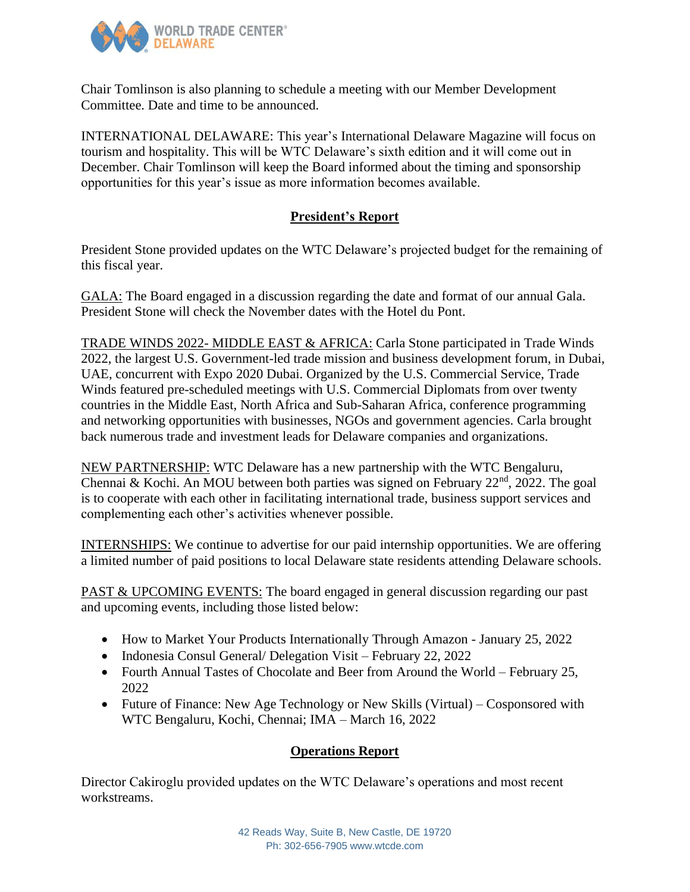Chair Tomlinson is also planning to schedule a meeting with our Member Development Committee. Date and time to be announced.

INTERNATIONAL DELAWARE: This year's International Delaware Magazine will focus on tourism and hospitality. This will be WTC Delaware's sixth edition and it will come out in December. Chair Tomlinson will keep the Board informed about the timing and sponsorship opportunities for this year's issue as more information becomes available.

## **President's Report**

President Stone provided updates on the WTC Delaware's projected budget for the remaining of this fiscal year.

GALA: The Board engaged in a discussion regarding the date and format of our annual Gala. President Stone will check the November dates with the Hotel du Pont.

TRADE WINDS 2022- MIDDLE EAST & AFRICA: Carla Stone participated in Trade Winds 2022, the largest U.S. Government-led trade mission and business development forum, in Dubai, UAE, concurrent with Expo 2020 Dubai. Organized by the U.S. Commercial Service, Trade Winds featured pre-scheduled meetings with U.S. Commercial Diplomats from over twenty countries in the Middle East, North Africa and Sub-Saharan Africa, conference programming and networking opportunities with businesses, NGOs and government agencies. Carla brought back numerous trade and investment leads for Delaware companies and organizations.

NEW PARTNERSHIP: WTC Delaware has a new partnership with the WTC Bengaluru, Chennai & Kochi. An MOU between both parties was signed on February 22nd, 2022. The goal is to cooperate with each other in facilitating international trade, business support services and complementing each other's activities whenever possible.

INTERNSHIPS: We continue to advertise for our paid internship opportunities. We are offering a limited number of paid positions to local Delaware state residents attending Delaware schools.

PAST & UPCOMING EVENTS: The board engaged in general discussion regarding our past and upcoming events, including those listed below:

- How to Market Your Products Internationally Through Amazon - January 25, 2022
- Indonesia Consul General/ Delegation Visit – February 22, 2022
- Fourth Annual Tastes of Chocolate and Beer from Around the World – February 25, 2022
- Future of Finance: New Age Technology or New Skills (Virtual) – Cosponsored with WTC Bengaluru, Kochi, Chennai; IMA – March 16, 2022

## **Operations Report**

Director Cakiroglu provided updates on the WTC Delaware's operations and most recent workstreams.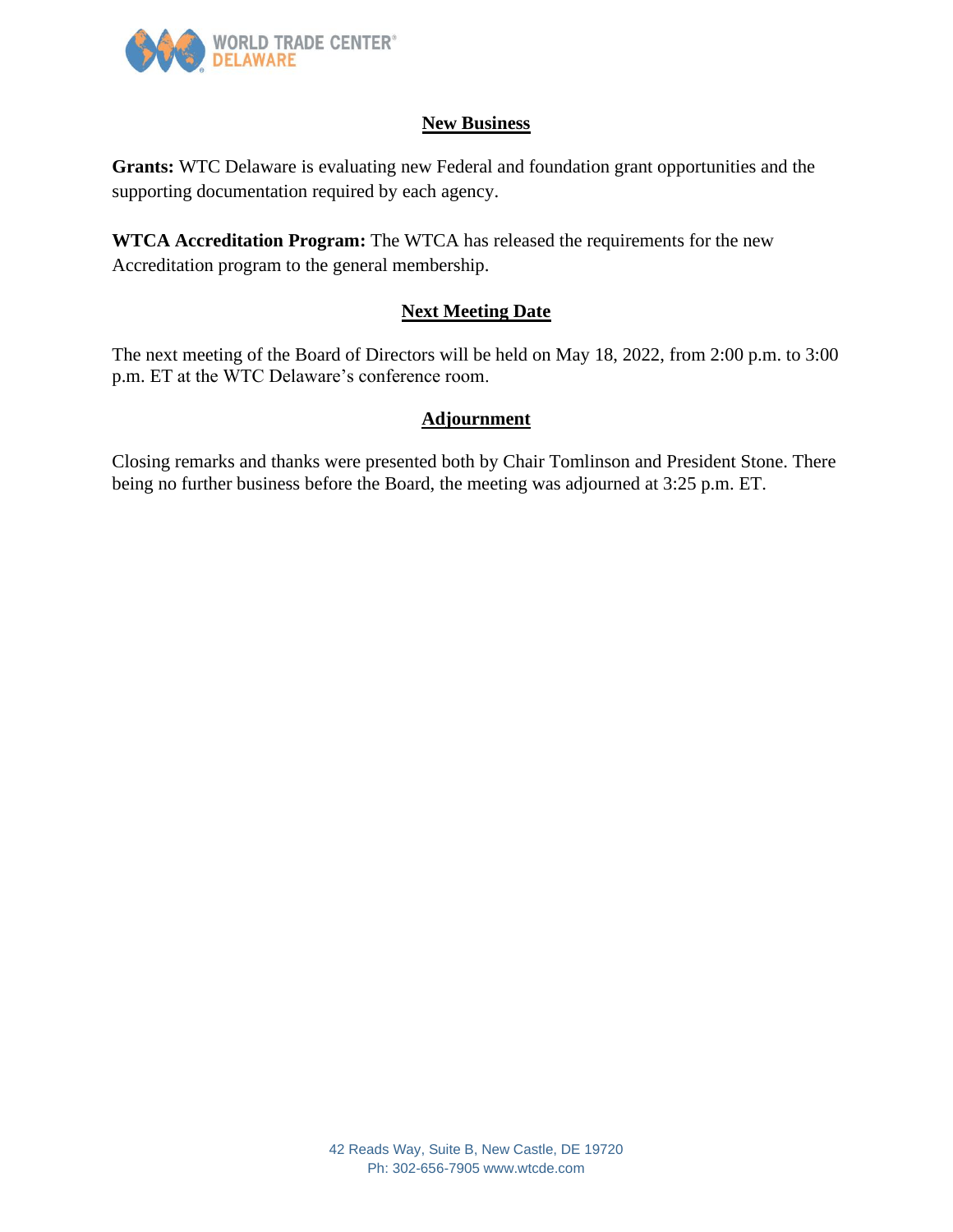## New Business

**Grants:** WTC Delaware is evaluating new Federal and foundation grant opportunities and the supporting documentation required by each agency.

**WTCA Accreditation Program:** The WTCA has released the requirements for the new Accreditation program to the general membership.

## Next Meeting Date

The next meeting of the Board of Directors will be held on May 18, 2022, from 2:00 p.m. to 3:00 p.m. ET at the WTC Delaware's conference room.

## Adjournment

Closing remarks and thanks were presented both by Chair Tomlinson and President Stone. There being no further business before the Board, the meeting was adjourned at 3:25 p.m. ET.